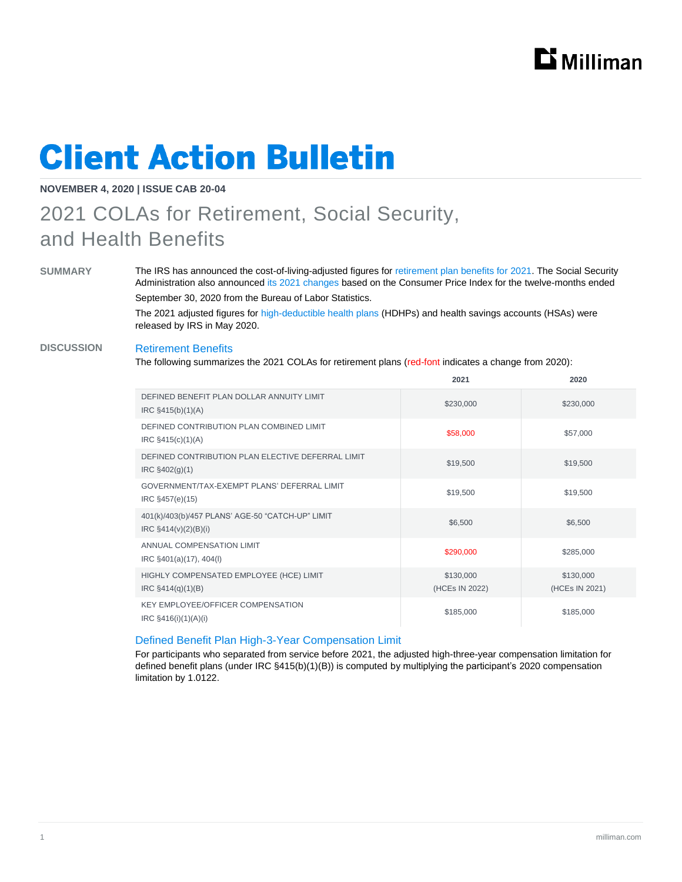# Client Action Bulletin

**NOVEMBER 4, 2020 | ISSUE CAB 20-04**

## 2021 COLAs for Retirement, Social Security, and Health Benefits

**SUMMARY**

The IRS has announced the cost-of-living-adjusted figures for retirement plan benefits for 2021. The Social Security Administration also announced its 2021 changes based on the Consumer Price Index for the twelve-months ended September 30, 2020 from the Bureau of Labor Statistics.

The 2021 adjusted figures for high-deductible health plans (HDHPs) and health savings accounts (HSAs) were released by IRS in May 2020.

**DISCUSSION**

### Retirement Benefits

The following summarizes the 2021 COLAs for retirement plans (red-font indicates a change from 2020):

| | 2021 | 2020 |
|---|---|---|
| DEFINED BENEFIT PLAN DOLLAR ANNUITY LIMIT IRC §415(b)(1)(A) | $230,000 | $230,000 |
| DEFINED CONTRIBUTION PLAN COMBINED LIMIT IRC §415(c)(1)(A) | $58,000 | $57,000 |
| DEFINED CONTRIBUTION PLAN ELECTIVE DEFERRAL LIMIT IRC §402(g)(1) | $19,500 | $19,500 |
| GOVERNMENT/TAX-EXEMPT PLANS' DEFERRAL LIMIT IRC §457(e)(15) | $19,500 | $19,500 |
| 401(k)/403(b)/457 PLANS' AGE-50 "CATCH-UP" LIMIT IRC §414(v)(2)(B)(i) | $6,500 | $6,500 |
| ANNUAL COMPENSATION LIMIT IRC §401(a)(17), 404(l) | $290,000 | $285,000 |
| HIGHLY COMPENSATED EMPLOYEE (HCE) LIMIT IRC §414(q)(1)(B) | $130,000 (HCEs IN 2022) | $130,000 (HCEs IN 2021) |
| KEY EMPLOYEE/OFFICER COMPENSATION IRC §416(i)(1)(A)(i) | $185,000 | $185,000 |

### Defined Benefit Plan High-3-Year Compensation Limit

For participants who separated from service before 2021, the adjusted high-three-year compensation limitation for defined benefit plans (under IRC §415(b)(1)(B)) is computed by multiplying the participant's 2020 compensation limitation by 1.0122.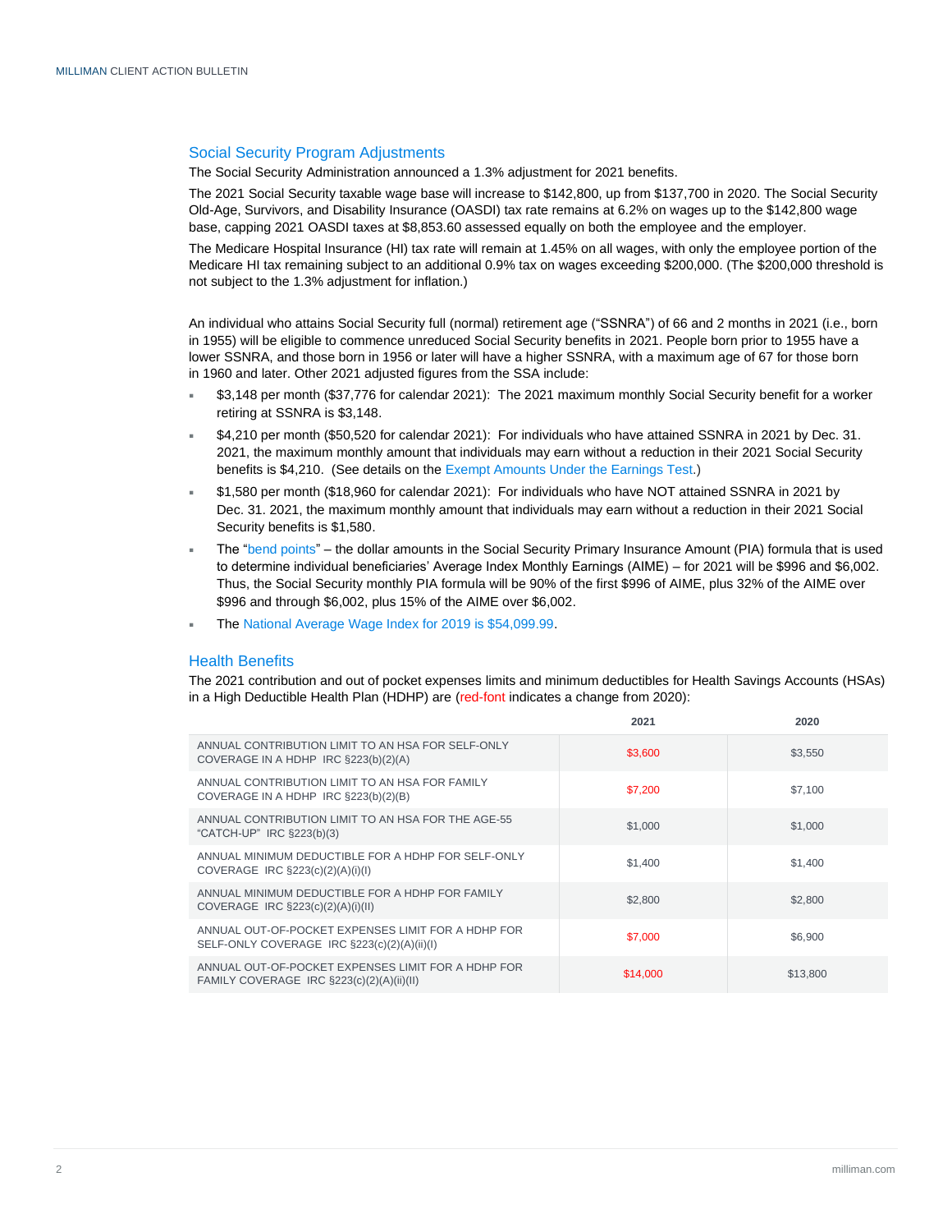## Social Security Program Adjustments

The Social Security Administration announced a 1.3% adjustment for 2021 benefits.

The 2021 Social Security taxable wage base will increase to $142,800, up from $137,700 in 2020. The Social Security Old-Age, Survivors, and Disability Insurance (OASDI) tax rate remains at 6.2% on wages up to the $142,800 wage base, capping 2021 OASDI taxes at $8,853.60 assessed equally on both the employee and the employer.

The Medicare Hospital Insurance (HI) tax rate will remain at 1.45% on all wages, with only the employee portion of the Medicare HI tax remaining subject to an additional 0.9% tax on wages exceeding $200,000. (The $200,000 threshold is not subject to the 1.3% adjustment for inflation.)

An individual who attains Social Security full (normal) retirement age ("SSNRA") of 66 and 2 months in 2021 (i.e., born in 1955) will be eligible to commence unreduced Social Security benefits in 2021. People born prior to 1955 have a lower SSNRA, and those born in 1956 or later will have a higher SSNRA, with a maximum age of 67 for those born in 1960 and later. Other 2021 adjusted figures from the SSA include:

- $3,148 per month ($37,776 for calendar 2021): The 2021 maximum monthly Social Security benefit for a worker retiring at SSNRA is $3,148.
- $4,210 per month ($50,520 for calendar 2021): For individuals who have attained SSNRA in 2021 by Dec. 31. 2021, the maximum monthly amount that individuals may earn without a reduction in their 2021 Social Security benefits is $4,210. (See details on the Exempt Amounts Under the Earnings Test.)
- $1,580 per month ($18,960 for calendar 2021): For individuals who have NOT attained SSNRA in 2021 by Dec. 31. 2021, the maximum monthly amount that individuals may earn without a reduction in their 2021 Social Security benefits is $1,580.
- The "bend points" – the dollar amounts in the Social Security Primary Insurance Amount (PIA) formula that is used to determine individual beneficiaries' Average Index Monthly Earnings (AIME) – for 2021 will be $996 and $6,002. Thus, the Social Security monthly PIA formula will be 90% of the first $996 of AIME, plus 32% of the AIME over $996 and through $6,002, plus 15% of the AIME over $6,002.
- The National Average Wage Index for 2019 is $54,099.99.

## Health Benefits

The 2021 contribution and out of pocket expenses limits and minimum deductibles for Health Savings Accounts (HSAs) in a High Deductible Health Plan (HDHP) are (red-font indicates a change from 2020):

| | 2021 | 2020 |
|---|---|---|
| ANNUAL CONTRIBUTION LIMIT TO AN HSA FOR SELF-ONLY COVERAGE IN A HDHP IRC §223(b)(2)(A) | $3,600 | $3,550 |
| ANNUAL CONTRIBUTION LIMIT TO AN HSA FOR FAMILY COVERAGE IN A HDHP IRC §223(b)(2)(B) | $7,200 | $7,100 |
| ANNUAL CONTRIBUTION LIMIT TO AN HSA FOR THE AGE-55 "CATCH-UP" IRC §223(b)(3) | $1,000 | $1,000 |
| ANNUAL MINIMUM DEDUCTIBLE FOR A HDHP FOR SELF-ONLY COVERAGE IRC §223(c)(2)(A)(i)(I) | $1,400 | $1,400 |
| ANNUAL MINIMUM DEDUCTIBLE FOR A HDHP FOR FAMILY COVERAGE IRC §223(c)(2)(A)(i)(II) | $2,800 | $2,800 |
| ANNUAL OUT-OF-POCKET EXPENSES LIMIT FOR A HDHP FOR SELF-ONLY COVERAGE IRC §223(c)(2)(A)(ii)(I) | $7,000 | $6,900 |
| ANNUAL OUT-OF-POCKET EXPENSES LIMIT FOR A HDHP FOR FAMILY COVERAGE IRC §223(c)(2)(A)(ii)(II) | $14,000 | $13,800 |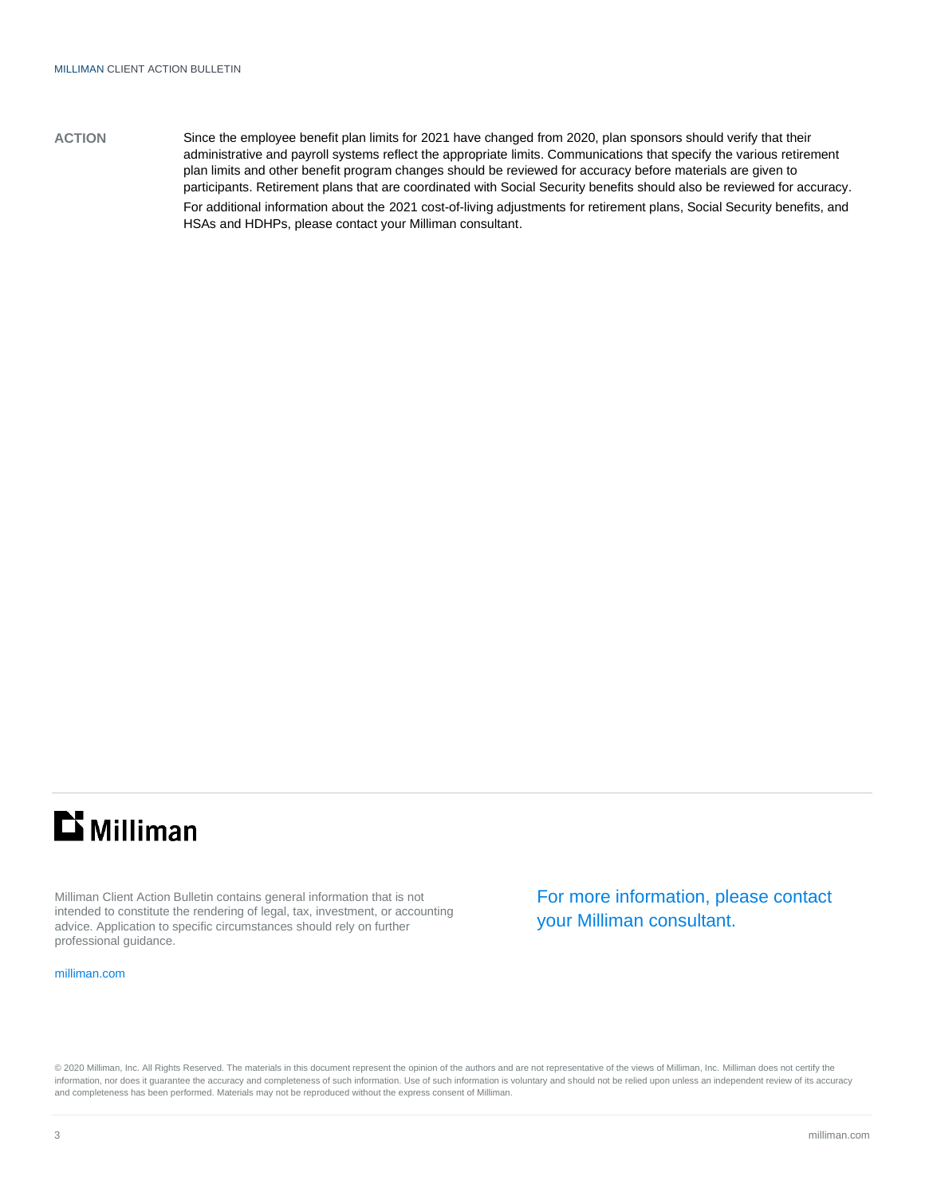## ACTION

Since the employee benefit plan limits for 2021 have changed from 2020, plan sponsors should verify that their administrative and payroll systems reflect the appropriate limits. Communications that specify the various retirement plan limits and other benefit program changes should be reviewed for accuracy before materials are given to participants. Retirement plans that are coordinated with Social Security benefits should also be reviewed for accuracy.

For additional information about the 2021 cost-of-living adjustments for retirement plans, Social Security benefits, and HSAs and HDHPs, please contact your Milliman consultant.

Milliman

Milliman Client Action Bulletin contains general information that is not intended to constitute the rendering of legal, tax, investment, or accounting advice. Application to specific circumstances should rely on further professional guidance.

milliman.com

For more information, please contact your Milliman consultant.

© 2020 Milliman, Inc. All Rights Reserved. The materials in this document represent the opinion of the authors and are not representative of the views of Milliman, Inc. Milliman does not certify the information, nor does it guarantee the accuracy and completeness of such information. Use of such information is voluntary and should not be relied upon unless an independent review of its accuracy and completeness has been performed. Materials may not be reproduced without the express consent of Milliman.